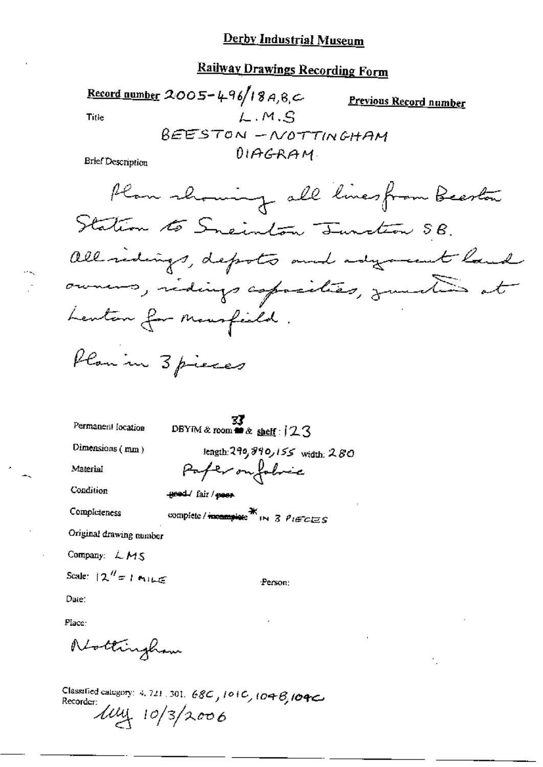# Derby Industrial Museum

## Railway Drawings Recording Form

**Record number** 2005-496/18A,B,C

**Previous Record number**

Title L.M.S
BEESTON - NOTTINGHAM
DIAGRAM

Brief Description

Plan showing all lines from Beeston Station to Sneinton Junction SB. All sidings, depots and adjacent land owners, sidings capacities, junction at Lenton for Mansfield.

Plan in 3 pieces

Permanent location DBYIM & room 33 & shelf: 123

Dimensions (mm) length: 290, 890, 155 width: 280

Material Paper on fabric

Condition ~~good~~ / fair / ~~poor~~

Completeness complete / ~~incomplete~~ * IN 3 PIECES

Original drawing number

Company: LMS

Scale: 12" = 1 MILE

Person:

Date:

Place:

Nottingham

Classified category: 4. 721. 301. 68C, 101C, 104B, 104C

Recorder: *illegible* 10/3/2006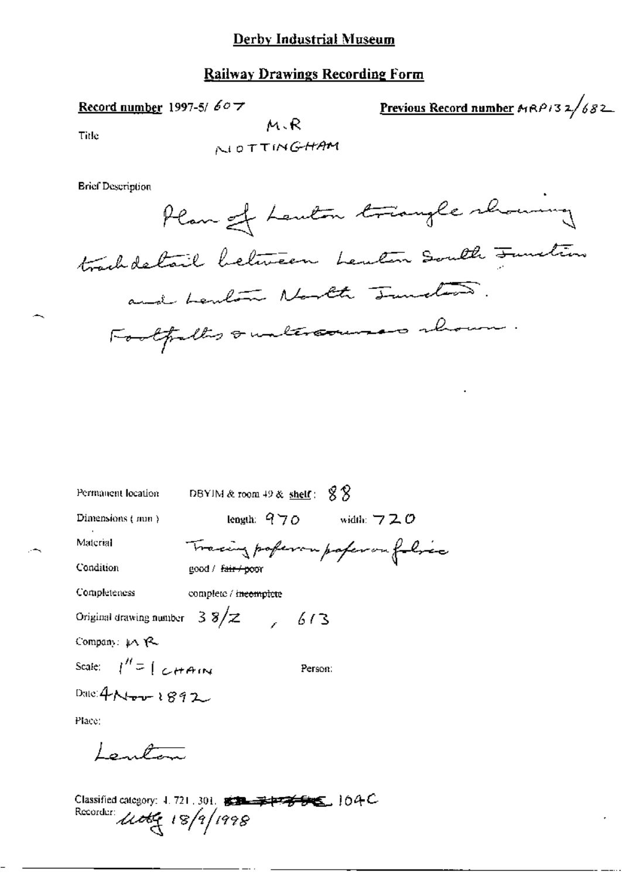# Derby Industrial Museum

## Railway Drawings Recording Form

**Record number** 1997-5/ 607

**Previous Record number** MRP132/682

Title

M.R
NOTTINGHAM

Brief Description

Plan of Lenton triangle showing track detail between Lenton South Junction and Lenton North Junction. Footpaths & watercourses shown.

Permanent location DBYIM & room 49 & **shelf**: 88

Dimensions (mm) length: 970 width: 720

Material Tracing paper on paper on fabric

Condition good / ~~fair / poor~~

Completeness complete / ~~incomplete~~

Original drawing number 38/Z , 613

Company: MR

Scale: 1" = 1 CHAIN Person:

Date: 4 Nov 1892

Place:

Lenton

Classified category: 4. 721. 301. ~~~~ 104C

Recorder: ~~~~ 18/9/1998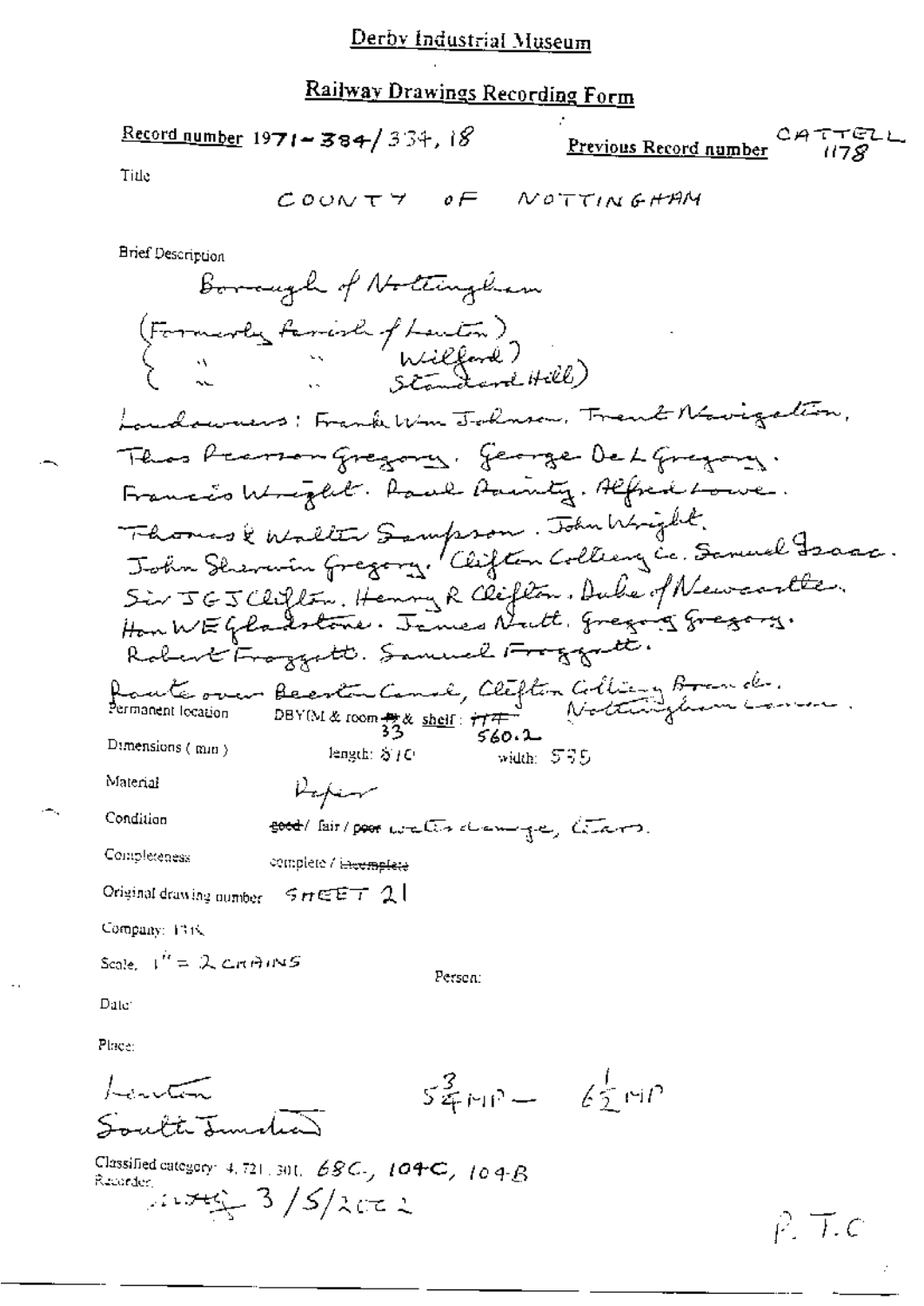Derby Industrial Museum

# Railway Drawings Recording Form

Record number 1971-384/334, 18

Previous Record number CATTELL 1178

Title

COUNTY OF NOTTINGHAM

Brief Description

Borough of Nottingham
(Formerly Parish of Lenton)
( " " Wilford)
( " " Standard Hill)

Landowners: Frank Wm Johnson. Trent Navigation. Thos Pearson Gregory. George De L Gregory. Francis Wright. Paul Dainty. Alfred Lowe. Thomas & Walter Sampson. John Wright. John Sherwin Gregory. Clifton Colliery Co. Samuel Isaac. Sir J G J Clifton. Henry R Clifton. Duke of Newcastle. Hon W E Gladstone. James Nutt. Gregory Gregory. Robert Froggatt. Samuel Froggatt.

Route over Beeston Canal, Clifton Colliery Branch. Nottingham Canal.

Permanent location DBYIM & room 33 & shelf: 560.2

Dimensions (mm) length: 810 width: 595

Material Paper

Condition ~~good~~ / fair / ~~poor~~ water damage, tears.

Completeness complete / ~~incomplete~~

Original drawing number SHEET 21

Company: GNR

Scale: 1" = 2 CHAINS

Person:

Date:

Place:

Lenton
South Junction

$5\frac{3}{4}$ MP — $6\frac{1}{2}$ MP

Classified category: 4.721.301. 68C, 104C, 104B

Recorder: 3/5/2002

P.T.O